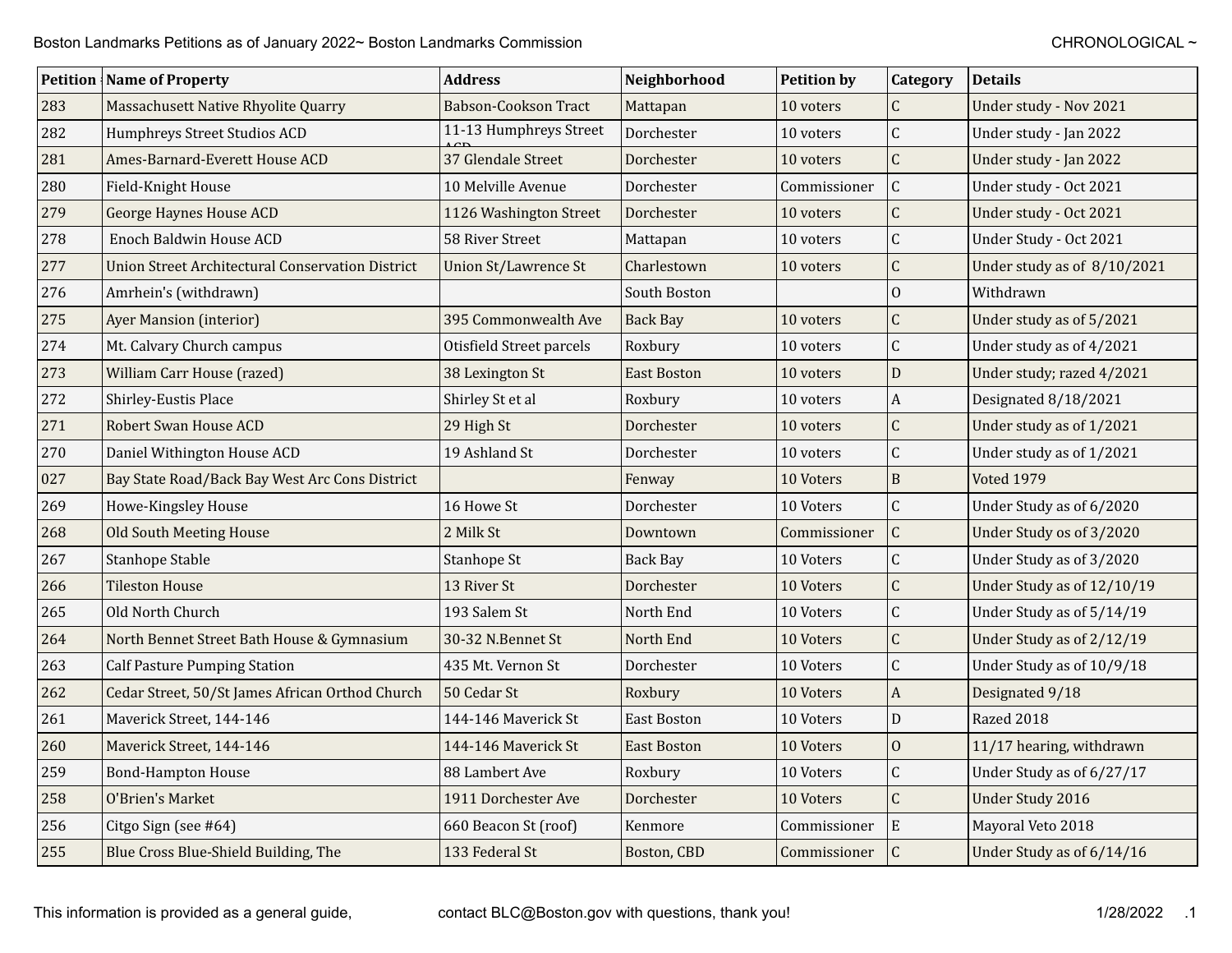Boston Landmarks Petitions as of January 2022~ Boston Landmarks Commission

CHRONOLOGICAL ~

| Petition | Name of Property | Address | Neighborhood | Petition by | Category | Details |
|---|---|---|---|---|---|---|
| 283 | Massachusett Native Rhyolite Quarry | Babson-Cookson Tract | Mattapan | 10 voters | C | Under study - Nov 2021 |
| 282 | Humphreys Street Studios ACD | 11-13 Humphreys Street ACD | Dorchester | 10 voters | C | Under study - Jan 2022 |
| 281 | Ames-Barnard-Everett House ACD | 37 Glendale Street | Dorchester | 10 voters | C | Under study - Jan 2022 |
| 280 | Field-Knight House | 10 Melville Avenue | Dorchester | Commissioner | C | Under study - Oct 2021 |
| 279 | George Haynes House ACD | 1126 Washington Street | Dorchester | 10 voters | C | Under study - Oct 2021 |
| 278 | Enoch Baldwin House ACD | 58 River Street | Mattapan | 10 voters | C | Under Study - Oct 2021 |
| 277 | Union Street Architectural Conservation District | Union St/Lawrence St | Charlestown | 10 voters | C | Under study as of 8/10/2021 |
| 276 | Amrhein's (withdrawn) | | South Boston | | O | Withdrawn |
| 275 | Ayer Mansion (interior) | 395 Commonwealth Ave | Back Bay | 10 voters | C | Under study as of 5/2021 |
| 274 | Mt. Calvary Church campus | Otisfield Street parcels | Roxbury | 10 voters | C | Under study as of 4/2021 |
| 273 | William Carr House (razed) | 38 Lexington St | East Boston | 10 voters | D | Under study; razed 4/2021 |
| 272 | Shirley-Eustis Place | Shirley St et al | Roxbury | 10 voters | A | Designated 8/18/2021 |
| 271 | Robert Swan House ACD | 29 High St | Dorchester | 10 voters | C | Under study as of 1/2021 |
| 270 | Daniel Withington House ACD | 19 Ashland St | Dorchester | 10 voters | C | Under study as of 1/2021 |
| 027 | Bay State Road/Back Bay West Arc Cons District | | Fenway | 10 Voters | B | Voted 1979 |
| 269 | Howe-Kingsley House | 16 Howe St | Dorchester | 10 Voters | C | Under Study as of 6/2020 |
| 268 | Old South Meeting House | 2 Milk St | Downtown | Commissioner | C | Under Study os of 3/2020 |
| 267 | Stanhope Stable | Stanhope St | Back Bay | 10 Voters | C | Under Study as of 3/2020 |
| 266 | Tileston House | 13 River St | Dorchester | 10 Voters | C | Under Study as of 12/10/19 |
| 265 | Old North Church | 193 Salem St | North End | 10 Voters | C | Under Study as of 5/14/19 |
| 264 | North Bennet Street Bath House & Gymnasium | 30-32 N.Bennet St | North End | 10 Voters | C | Under Study as of 2/12/19 |
| 263 | Calf Pasture Pumping Station | 435 Mt. Vernon St | Dorchester | 10 Voters | C | Under Study as of 10/9/18 |
| 262 | Cedar Street, 50/St James African Orthod Church | 50 Cedar St | Roxbury | 10 Voters | A | Designated 9/18 |
| 261 | Maverick Street, 144-146 | 144-146 Maverick St | East Boston | 10 Voters | D | Razed 2018 |
| 260 | Maverick Street, 144-146 | 144-146 Maverick St | East Boston | 10 Voters | O | 11/17 hearing, withdrawn |
| 259 | Bond-Hampton House | 88 Lambert Ave | Roxbury | 10 Voters | C | Under Study as of 6/27/17 |
| 258 | O'Brien's Market | 1911 Dorchester Ave | Dorchester | 10 Voters | C | Under Study 2016 |
| 256 | Citgo Sign (see #64) | 660 Beacon St (roof) | Kenmore | Commissioner | E | Mayoral Veto 2018 |
| 255 | Blue Cross Blue-Shield Building, The | 133 Federal St | Boston, CBD | Commissioner | C | Under Study as of 6/14/16 |

This information is provided as a general guide, contact BLC@Boston.gov with questions, thank you!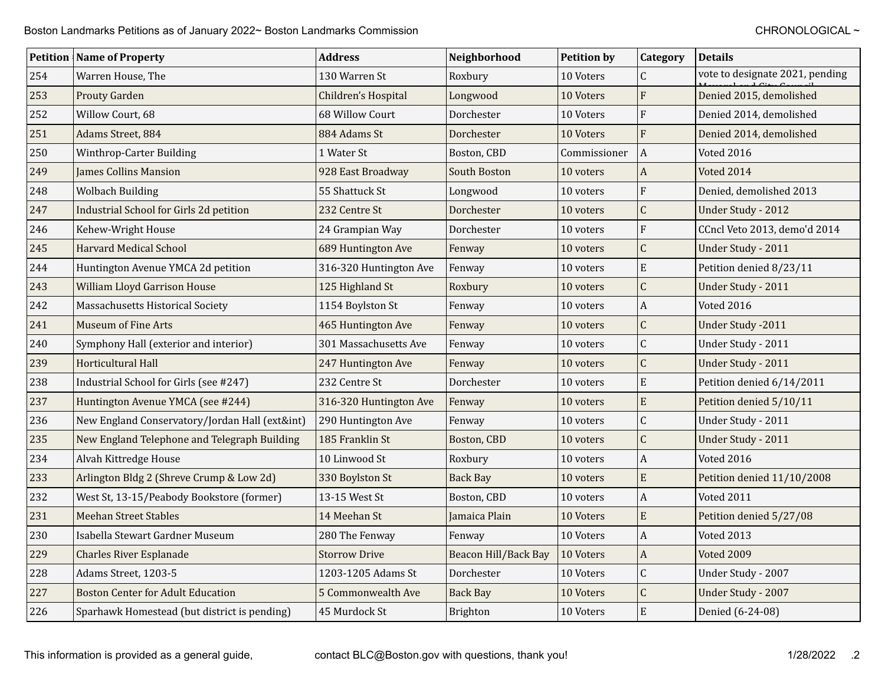| Petition | Name of Property | Address | Neighborhood | Petition by | Category | Details |
|---|---|---|---|---|---|---|
| 254 | Warren House, The | 130 Warren St | Roxbury | 10 Voters | C | vote to designate 2021, pending Mayoral and City Council |
| 253 | Prouty Garden | Children's Hospital | Longwood | 10 Voters | F | Denied 2015, demolished |
| 252 | Willow Court, 68 | 68 Willow Court | Dorchester | 10 Voters | F | Denied 2014, demolished |
| 251 | Adams Street, 884 | 884 Adams St | Dorchester | 10 Voters | F | Denied 2014, demolished |
| 250 | Winthrop-Carter Building | 1 Water St | Boston, CBD | Commissioner | A | Voted 2016 |
| 249 | James Collins Mansion | 928 East Broadway | South Boston | 10 voters | A | Voted 2014 |
| 248 | Wolbach Building | 55 Shattuck St | Longwood | 10 voters | F | Denied, demolished 2013 |
| 247 | Industrial School for Girls 2d petition | 232 Centre St | Dorchester | 10 voters | C | Under Study - 2012 |
| 246 | Kehew-Wright House | 24 Grampian Way | Dorchester | 10 voters | F | CCncl Veto 2013, demo'd 2014 |
| 245 | Harvard Medical School | 689 Huntington Ave | Fenway | 10 voters | C | Under Study - 2011 |
| 244 | Huntington Avenue YMCA 2d petition | 316-320 Huntington Ave | Fenway | 10 voters | E | Petition denied 8/23/11 |
| 243 | William Lloyd Garrison House | 125 Highland St | Roxbury | 10 voters | C | Under Study - 2011 |
| 242 | Massachusetts Historical Society | 1154 Boylston St | Fenway | 10 voters | A | Voted 2016 |
| 241 | Museum of Fine Arts | 465 Huntington Ave | Fenway | 10 voters | C | Under Study -2011 |
| 240 | Symphony Hall (exterior and interior) | 301 Massachusetts Ave | Fenway | 10 voters | C | Under Study - 2011 |
| 239 | Horticultural Hall | 247 Huntington Ave | Fenway | 10 voters | C | Under Study - 2011 |
| 238 | Industrial School for Girls (see #247) | 232 Centre St | Dorchester | 10 voters | E | Petition denied 6/14/2011 |
| 237 | Huntington Avenue YMCA (see #244) | 316-320 Huntington Ave | Fenway | 10 voters | E | Petition denied 5/10/11 |
| 236 | New England Conservatory/Jordan Hall (ext&int) | 290 Huntington Ave | Fenway | 10 voters | C | Under Study - 2011 |
| 235 | New England Telephone and Telegraph Building | 185 Franklin St | Boston, CBD | 10 voters | C | Under Study - 2011 |
| 234 | Alvah Kittredge House | 10 Linwood St | Roxbury | 10 voters | A | Voted 2016 |
| 233 | Arlington Bldg 2 (Shreve Crump & Low 2d) | 330 Boylston St | Back Bay | 10 voters | E | Petition denied 11/10/2008 |
| 232 | West St, 13-15/Peabody Bookstore (former) | 13-15 West St | Boston, CBD | 10 voters | A | Voted 2011 |
| 231 | Meehan Street Stables | 14 Meehan St | Jamaica Plain | 10 Voters | E | Petition denied 5/27/08 |
| 230 | Isabella Stewart Gardner Museum | 280 The Fenway | Fenway | 10 Voters | A | Voted 2013 |
| 229 | Charles River Esplanade | Storrow Drive | Beacon Hill/Back Bay | 10 Voters | A | Voted 2009 |
| 228 | Adams Street, 1203-5 | 1203-1205 Adams St | Dorchester | 10 Voters | C | Under Study - 2007 |
| 227 | Boston Center for Adult Education | 5 Commonwealth Ave | Back Bay | 10 Voters | C | Under Study - 2007 |
| 226 | Sparhawk Homestead (but district is pending) | 45 Murdock St | Brighton | 10 Voters | E | Denied (6-24-08) |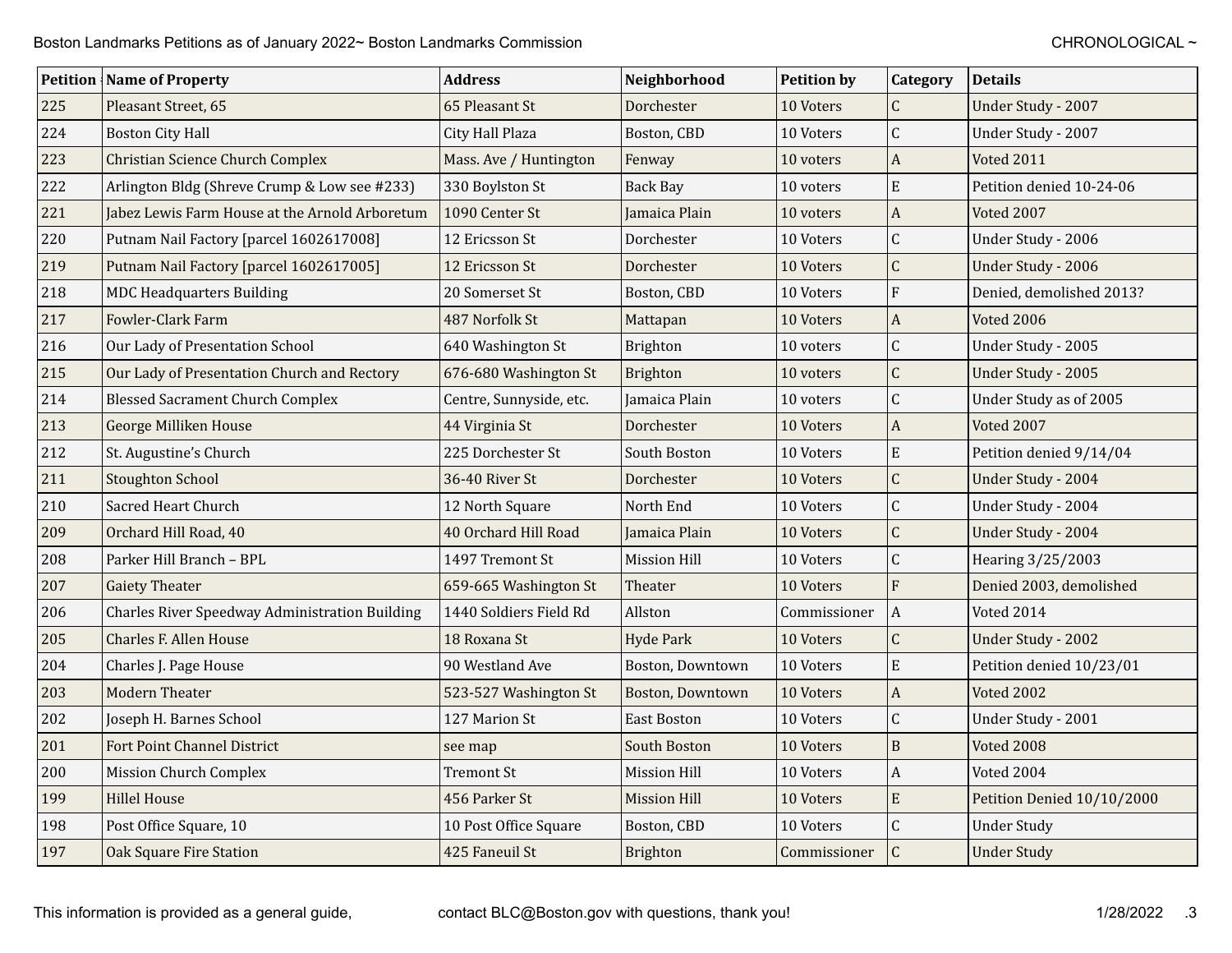| Petition | Name of Property | Address | Neighborhood | Petition by | Category | Details |
|---|---|---|---|---|---|---|
| 225 | Pleasant Street, 65 | 65 Pleasant St | Dorchester | 10 Voters | C | Under Study - 2007 |
| 224 | Boston City Hall | City Hall Plaza | Boston, CBD | 10 Voters | C | Under Study - 2007 |
| 223 | Christian Science Church Complex | Mass. Ave / Huntington | Fenway | 10 voters | A | Voted 2011 |
| 222 | Arlington Bldg (Shreve Crump & Low see #233) | 330 Boylston St | Back Bay | 10 voters | E | Petition denied 10-24-06 |
| 221 | Jabez Lewis Farm House at the Arnold Arboretum | 1090 Center St | Jamaica Plain | 10 voters | A | Voted 2007 |
| 220 | Putnam Nail Factory [parcel 1602617008] | 12 Ericsson St | Dorchester | 10 Voters | C | Under Study - 2006 |
| 219 | Putnam Nail Factory [parcel 1602617005] | 12 Ericsson St | Dorchester | 10 Voters | C | Under Study - 2006 |
| 218 | MDC Headquarters Building | 20 Somerset St | Boston, CBD | 10 Voters | F | Denied, demolished 2013? |
| 217 | Fowler-Clark Farm | 487 Norfolk St | Mattapan | 10 Voters | A | Voted 2006 |
| 216 | Our Lady of Presentation School | 640 Washington St | Brighton | 10 voters | C | Under Study - 2005 |
| 215 | Our Lady of Presentation Church and Rectory | 676-680 Washington St | Brighton | 10 voters | C | Under Study - 2005 |
| 214 | Blessed Sacrament Church Complex | Centre, Sunnyside, etc. | Jamaica Plain | 10 voters | C | Under Study as of 2005 |
| 213 | George Milliken House | 44 Virginia St | Dorchester | 10 Voters | A | Voted 2007 |
| 212 | St. Augustine’s Church | 225 Dorchester St | South Boston | 10 Voters | E | Petition denied 9/14/04 |
| 211 | Stoughton School | 36-40 River St | Dorchester | 10 Voters | C | Under Study - 2004 |
| 210 | Sacred Heart Church | 12 North Square | North End | 10 Voters | C | Under Study - 2004 |
| 209 | Orchard Hill Road, 40 | 40 Orchard Hill Road | Jamaica Plain | 10 Voters | C | Under Study - 2004 |
| 208 | Parker Hill Branch – BPL | 1497 Tremont St | Mission Hill | 10 Voters | C | Hearing 3/25/2003 |
| 207 | Gaiety Theater | 659-665 Washington St | Theater | 10 Voters | F | Denied 2003, demolished |
| 206 | Charles River Speedway Administration Building | 1440 Soldiers Field Rd | Allston | Commissioner | A | Voted 2014 |
| 205 | Charles F. Allen House | 18 Roxana St | Hyde Park | 10 Voters | C | Under Study - 2002 |
| 204 | Charles J. Page House | 90 Westland Ave | Boston, Downtown | 10 Voters | E | Petition denied 10/23/01 |
| 203 | Modern Theater | 523-527 Washington St | Boston, Downtown | 10 Voters | A | Voted 2002 |
| 202 | Joseph H. Barnes School | 127 Marion St | East Boston | 10 Voters | C | Under Study - 2001 |
| 201 | Fort Point Channel District | see map | South Boston | 10 Voters | B | Voted 2008 |
| 200 | Mission Church Complex | Tremont St | Mission Hill | 10 Voters | A | Voted 2004 |
| 199 | Hillel House | 456 Parker St | Mission Hill | 10 Voters | E | Petition Denied 10/10/2000 |
| 198 | Post Office Square, 10 | 10 Post Office Square | Boston, CBD | 10 Voters | C | Under Study |
| 197 | Oak Square Fire Station | 425 Faneuil St | Brighton | Commissioner | C | Under Study |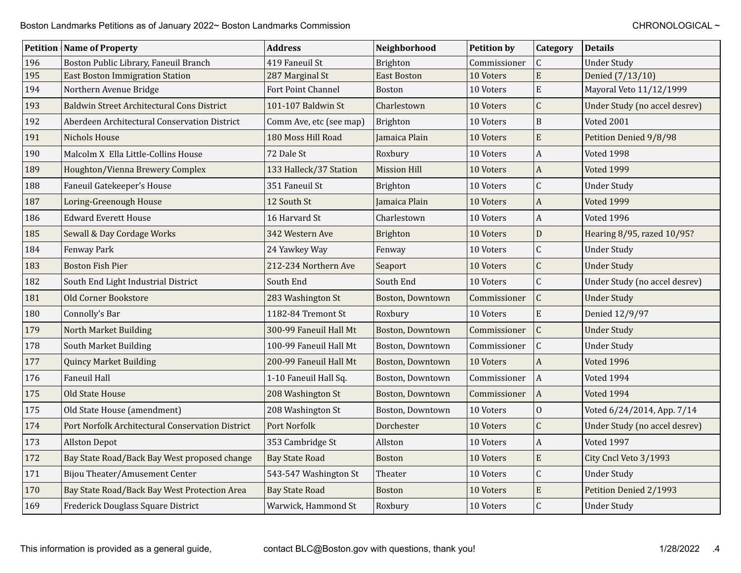| Petition | Name of Property | Address | Neighborhood | Petition by | Category | Details |
|---|---|---|---|---|---|---|
| 196 | Boston Public Library, Faneuil Branch | 419 Faneuil St | Brighton | Commissioner | C | Under Study |
| 195 | East Boston Immigration Station | 287 Marginal St | East Boston | 10 Voters | E | Denied (7/13/10) |
| 194 | Northern Avenue Bridge | Fort Point Channel | Boston | 10 Voters | E | Mayoral Veto 11/12/1999 |
| 193 | Baldwin Street Architectural Cons District | 101-107 Baldwin St | Charlestown | 10 Voters | C | Under Study (no accel desrev) |
| 192 | Aberdeen Architectural Conservation District | Comm Ave, etc (see map) | Brighton | 10 Voters | B | Voted 2001 |
| 191 | Nichols House | 180 Moss Hill Road | Jamaica Plain | 10 Voters | E | Petition Denied 9/8/98 |
| 190 | Malcolm X Ella Little-Collins House | 72 Dale St | Roxbury | 10 Voters | A | Voted 1998 |
| 189 | Houghton/Vienna Brewery Complex | 133 Halleck/37 Station | Mission Hill | 10 Voters | A | Voted 1999 |
| 188 | Faneuil Gatekeeper's House | 351 Faneuil St | Brighton | 10 Voters | C | Under Study |
| 187 | Loring-Greenough House | 12 South St | Jamaica Plain | 10 Voters | A | Voted 1999 |
| 186 | Edward Everett House | 16 Harvard St | Charlestown | 10 Voters | A | Voted 1996 |
| 185 | Sewall & Day Cordage Works | 342 Western Ave | Brighton | 10 Voters | D | Hearing 8/95, razed 10/95? |
| 184 | Fenway Park | 24 Yawkey Way | Fenway | 10 Voters | C | Under Study |
| 183 | Boston Fish Pier | 212-234 Northern Ave | Seaport | 10 Voters | C | Under Study |
| 182 | South End Light Industrial District | South End | South End | 10 Voters | C | Under Study (no accel desrev) |
| 181 | Old Corner Bookstore | 283 Washington St | Boston, Downtown | Commissioner | C | Under Study |
| 180 | Connolly's Bar | 1182-84 Tremont St | Roxbury | 10 Voters | E | Denied 12/9/97 |
| 179 | North Market Building | 300-99 Faneuil Hall Mt | Boston, Downtown | Commissioner | C | Under Study |
| 178 | South Market Building | 100-99 Faneuil Hall Mt | Boston, Downtown | Commissioner | C | Under Study |
| 177 | Quincy Market Building | 200-99 Faneuil Hall Mt | Boston, Downtown | 10 Voters | A | Voted 1996 |
| 176 | Faneuil Hall | 1-10 Faneuil Hall Sq. | Boston, Downtown | Commissioner | A | Voted 1994 |
| 175 | Old State House | 208 Washington St | Boston, Downtown | Commissioner | A | Voted 1994 |
| 175 | Old State House (amendment) | 208 Washington St | Boston, Downtown | 10 Voters | O | Voted 6/24/2014, App. 7/14 |
| 174 | Port Norfolk Architectural Conservation District | Port Norfolk | Dorchester | 10 Voters | C | Under Study (no accel desrev) |
| 173 | Allston Depot | 353 Cambridge St | Allston | 10 Voters | A | Voted 1997 |
| 172 | Bay State Road/Back Bay West proposed change | Bay State Road | Boston | 10 Voters | E | City Cncl Veto 3/1993 |
| 171 | Bijou Theater/Amusement Center | 543-547 Washington St | Theater | 10 Voters | C | Under Study |
| 170 | Bay State Road/Back Bay West Protection Area | Bay State Road | Boston | 10 Voters | E | Petition Denied 2/1993 |
| 169 | Frederick Douglass Square District | Warwick, Hammond St | Roxbury | 10 Voters | C | Under Study |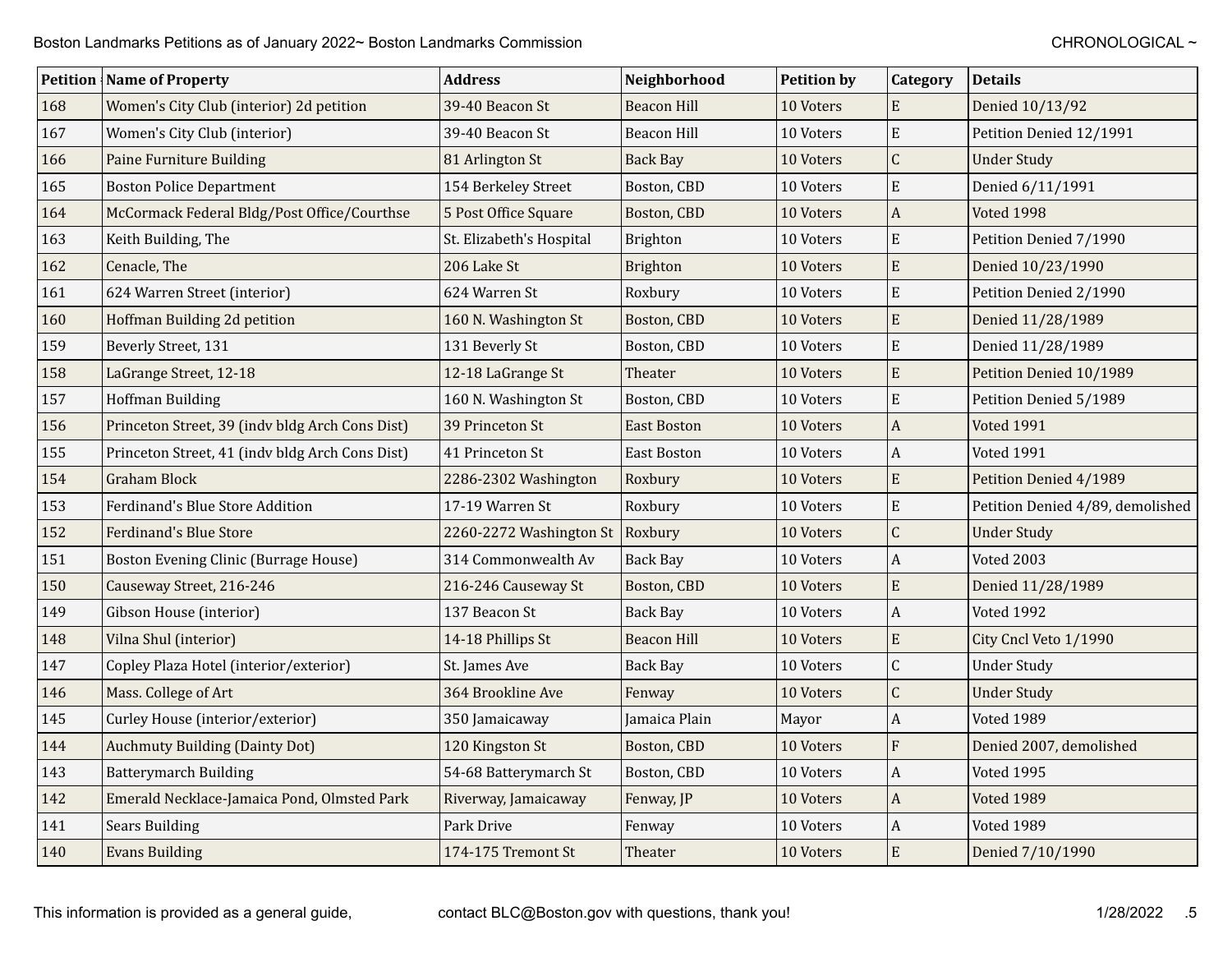| Petition | Name of Property | Address | Neighborhood | Petition by | Category | Details |
|---|---|---|---|---|---|---|
| 168 | Women's City Club (interior) 2d petition | 39-40 Beacon St | Beacon Hill | 10 Voters | E | Denied 10/13/92 |
| 167 | Women's City Club (interior) | 39-40 Beacon St | Beacon Hill | 10 Voters | E | Petition Denied 12/1991 |
| 166 | Paine Furniture Building | 81 Arlington St | Back Bay | 10 Voters | C | Under Study |
| 165 | Boston Police Department | 154 Berkeley Street | Boston, CBD | 10 Voters | E | Denied 6/11/1991 |
| 164 | McCormack Federal Bldg/Post Office/Courthse | 5 Post Office Square | Boston, CBD | 10 Voters | A | Voted 1998 |
| 163 | Keith Building, The | St. Elizabeth's Hospital | Brighton | 10 Voters | E | Petition Denied 7/1990 |
| 162 | Cenacle, The | 206 Lake St | Brighton | 10 Voters | E | Denied 10/23/1990 |
| 161 | 624 Warren Street (interior) | 624 Warren St | Roxbury | 10 Voters | E | Petition Denied 2/1990 |
| 160 | Hoffman Building 2d petition | 160 N. Washington St | Boston, CBD | 10 Voters | E | Denied 11/28/1989 |
| 159 | Beverly Street, 131 | 131 Beverly St | Boston, CBD | 10 Voters | E | Denied 11/28/1989 |
| 158 | LaGrange Street, 12-18 | 12-18 LaGrange St | Theater | 10 Voters | E | Petition Denied 10/1989 |
| 157 | Hoffman Building | 160 N. Washington St | Boston, CBD | 10 Voters | E | Petition Denied 5/1989 |
| 156 | Princeton Street, 39 (indv bldg Arch Cons Dist) | 39 Princeton St | East Boston | 10 Voters | A | Voted 1991 |
| 155 | Princeton Street, 41 (indv bldg Arch Cons Dist) | 41 Princeton St | East Boston | 10 Voters | A | Voted 1991 |
| 154 | Graham Block | 2286-2302 Washington | Roxbury | 10 Voters | E | Petition Denied 4/1989 |
| 153 | Ferdinand's Blue Store Addition | 17-19 Warren St | Roxbury | 10 Voters | E | Petition Denied 4/89, demolished |
| 152 | Ferdinand's Blue Store | 2260-2272 Washington St | Roxbury | 10 Voters | C | Under Study |
| 151 | Boston Evening Clinic (Burrage House) | 314 Commonwealth Av | Back Bay | 10 Voters | A | Voted 2003 |
| 150 | Causeway Street, 216-246 | 216-246 Causeway St | Boston, CBD | 10 Voters | E | Denied 11/28/1989 |
| 149 | Gibson House (interior) | 137 Beacon St | Back Bay | 10 Voters | A | Voted 1992 |
| 148 | Vilna Shul (interior) | 14-18 Phillips St | Beacon Hill | 10 Voters | E | City Cncl Veto 1/1990 |
| 147 | Copley Plaza Hotel (interior/exterior) | St. James Ave | Back Bay | 10 Voters | C | Under Study |
| 146 | Mass. College of Art | 364 Brookline Ave | Fenway | 10 Voters | C | Under Study |
| 145 | Curley House (interior/exterior) | 350 Jamaicaway | Jamaica Plain | Mayor | A | Voted 1989 |
| 144 | Auchmuty Building (Dainty Dot) | 120 Kingston St | Boston, CBD | 10 Voters | F | Denied 2007, demolished |
| 143 | Batterymarch Building | 54-68 Batterymarch St | Boston, CBD | 10 Voters | A | Voted 1995 |
| 142 | Emerald Necklace-Jamaica Pond, Olmsted Park | Riverway, Jamaicaway | Fenway, JP | 10 Voters | A | Voted 1989 |
| 141 | Sears Building | Park Drive | Fenway | 10 Voters | A | Voted 1989 |
| 140 | Evans Building | 174-175 Tremont St | Theater | 10 Voters | E | Denied 7/10/1990 |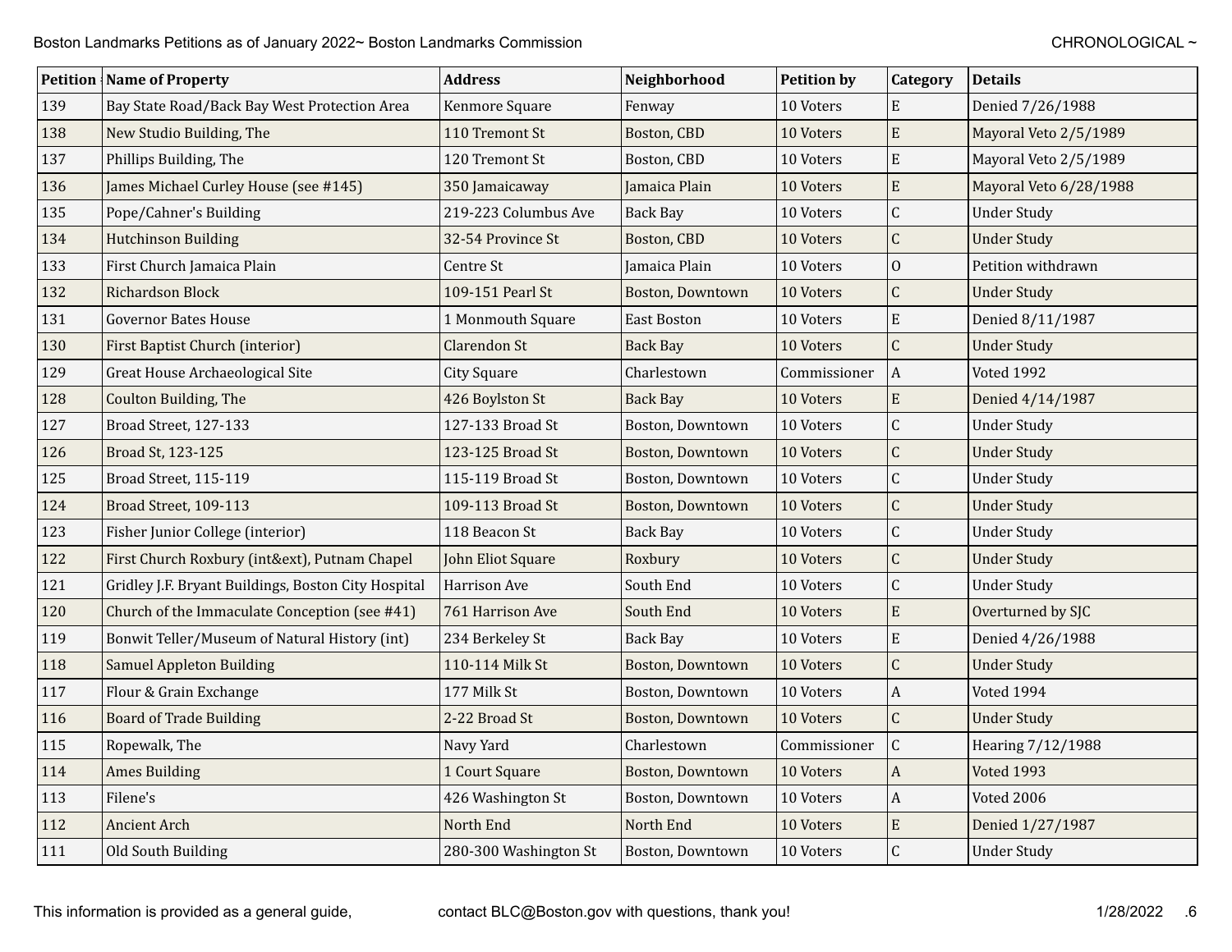| Petition | Name of Property | Address | Neighborhood | Petition by | Category | Details |
|---|---|---|---|---|---|---|
| 139 | Bay State Road/Back Bay West Protection Area | Kenmore Square | Fenway | 10 Voters | E | Denied 7/26/1988 |
| 138 | New Studio Building, The | 110 Tremont St | Boston, CBD | 10 Voters | E | Mayoral Veto 2/5/1989 |
| 137 | Phillips Building, The | 120 Tremont St | Boston, CBD | 10 Voters | E | Mayoral Veto 2/5/1989 |
| 136 | James Michael Curley House (see #145) | 350 Jamaicaway | Jamaica Plain | 10 Voters | E | Mayoral Veto 6/28/1988 |
| 135 | Pope/Cahner's Building | 219-223 Columbus Ave | Back Bay | 10 Voters | C | Under Study |
| 134 | Hutchinson Building | 32-54 Province St | Boston, CBD | 10 Voters | C | Under Study |
| 133 | First Church Jamaica Plain | Centre St | Jamaica Plain | 10 Voters | O | Petition withdrawn |
| 132 | Richardson Block | 109-151 Pearl St | Boston, Downtown | 10 Voters | C | Under Study |
| 131 | Governor Bates House | 1 Monmouth Square | East Boston | 10 Voters | E | Denied 8/11/1987 |
| 130 | First Baptist Church (interior) | Clarendon St | Back Bay | 10 Voters | C | Under Study |
| 129 | Great House Archaeological Site | City Square | Charlestown | Commissioner | A | Voted 1992 |
| 128 | Coulton Building, The | 426 Boylston St | Back Bay | 10 Voters | E | Denied 4/14/1987 |
| 127 | Broad Street, 127-133 | 127-133 Broad St | Boston, Downtown | 10 Voters | C | Under Study |
| 126 | Broad St, 123-125 | 123-125 Broad St | Boston, Downtown | 10 Voters | C | Under Study |
| 125 | Broad Street, 115-119 | 115-119 Broad St | Boston, Downtown | 10 Voters | C | Under Study |
| 124 | Broad Street, 109-113 | 109-113 Broad St | Boston, Downtown | 10 Voters | C | Under Study |
| 123 | Fisher Junior College (interior) | 118 Beacon St | Back Bay | 10 Voters | C | Under Study |
| 122 | First Church Roxbury (int&ext), Putnam Chapel | John Eliot Square | Roxbury | 10 Voters | C | Under Study |
| 121 | Gridley J.F. Bryant Buildings, Boston City Hospital | Harrison Ave | South End | 10 Voters | C | Under Study |
| 120 | Church of the Immaculate Conception (see #41) | 761 Harrison Ave | South End | 10 Voters | E | Overturned by SJC |
| 119 | Bonwit Teller/Museum of Natural History (int) | 234 Berkeley St | Back Bay | 10 Voters | E | Denied 4/26/1988 |
| 118 | Samuel Appleton Building | 110-114 Milk St | Boston, Downtown | 10 Voters | C | Under Study |
| 117 | Flour & Grain Exchange | 177 Milk St | Boston, Downtown | 10 Voters | A | Voted 1994 |
| 116 | Board of Trade Building | 2-22 Broad St | Boston, Downtown | 10 Voters | C | Under Study |
| 115 | Ropewalk, The | Navy Yard | Charlestown | Commissioner | C | Hearing 7/12/1988 |
| 114 | Ames Building | 1 Court Square | Boston, Downtown | 10 Voters | A | Voted 1993 |
| 113 | Filene's | 426 Washington St | Boston, Downtown | 10 Voters | A | Voted 2006 |
| 112 | Ancient Arch | North End | North End | 10 Voters | E | Denied 1/27/1987 |
| 111 | Old South Building | 280-300 Washington St | Boston, Downtown | 10 Voters | C | Under Study |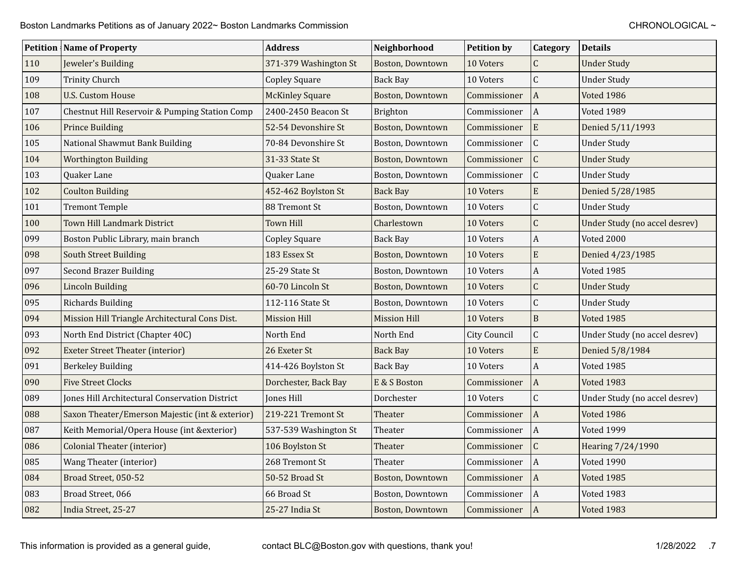| Petition | Name of Property | Address | Neighborhood | Petition by | Category | Details |
| --- | --- | --- | --- | --- | --- | --- |
| 110 | Jeweler's Building | 371-379 Washington St | Boston, Downtown | 10 Voters | C | Under Study |
| 109 | Trinity Church | Copley Square | Back Bay | 10 Voters | C | Under Study |
| 108 | U.S. Custom House | McKinley Square | Boston, Downtown | Commissioner | A | Voted 1986 |
| 107 | Chestnut Hill Reservoir & Pumping Station Comp | 2400-2450 Beacon St | Brighton | Commissioner | A | Voted 1989 |
| 106 | Prince Building | 52-54 Devonshire St | Boston, Downtown | Commissioner | E | Denied 5/11/1993 |
| 105 | National Shawmut Bank Building | 70-84 Devonshire St | Boston, Downtown | Commissioner | C | Under Study |
| 104 | Worthington Building | 31-33 State St | Boston, Downtown | Commissioner | C | Under Study |
| 103 | Quaker Lane | Quaker Lane | Boston, Downtown | Commissioner | C | Under Study |
| 102 | Coulton Building | 452-462 Boylston St | Back Bay | 10 Voters | E | Denied 5/28/1985 |
| 101 | Tremont Temple | 88 Tremont St | Boston, Downtown | 10 Voters | C | Under Study |
| 100 | Town Hill Landmark District | Town Hill | Charlestown | 10 Voters | C | Under Study (no accel desrev) |
| 099 | Boston Public Library, main branch | Copley Square | Back Bay | 10 Voters | A | Voted 2000 |
| 098 | South Street Building | 183 Essex St | Boston, Downtown | 10 Voters | E | Denied 4/23/1985 |
| 097 | Second Brazer Building | 25-29 State St | Boston, Downtown | 10 Voters | A | Voted 1985 |
| 096 | Lincoln Building | 60-70 Lincoln St | Boston, Downtown | 10 Voters | C | Under Study |
| 095 | Richards Building | 112-116 State St | Boston, Downtown | 10 Voters | C | Under Study |
| 094 | Mission Hill Triangle Architectural Cons Dist. | Mission Hill | Mission Hill | 10 Voters | B | Voted 1985 |
| 093 | North End District (Chapter 40C) | North End | North End | City Council | C | Under Study (no accel desrev) |
| 092 | Exeter Street Theater (interior) | 26 Exeter St | Back Bay | 10 Voters | E | Denied 5/8/1984 |
| 091 | Berkeley Building | 414-426 Boylston St | Back Bay | 10 Voters | A | Voted 1985 |
| 090 | Five Street Clocks | Dorchester, Back Bay | E & S Boston | Commissioner | A | Voted 1983 |
| 089 | Jones Hill Architectural Conservation District | Jones Hill | Dorchester | 10 Voters | C | Under Study (no accel desrev) |
| 088 | Saxon Theater/Emerson Majestic (int & exterior) | 219-221 Tremont St | Theater | Commissioner | A | Voted 1986 |
| 087 | Keith Memorial/Opera House (int &exterior) | 537-539 Washington St | Theater | Commissioner | A | Voted 1999 |
| 086 | Colonial Theater (interior) | 106 Boylston St | Theater | Commissioner | C | Hearing 7/24/1990 |
| 085 | Wang Theater (interior) | 268 Tremont St | Theater | Commissioner | A | Voted 1990 |
| 084 | Broad Street, 050-52 | 50-52 Broad St | Boston, Downtown | Commissioner | A | Voted 1985 |
| 083 | Broad Street, 066 | 66 Broad St | Boston, Downtown | Commissioner | A | Voted 1983 |
| 082 | India Street, 25-27 | 25-27 India St | Boston, Downtown | Commissioner | A | Voted 1983 |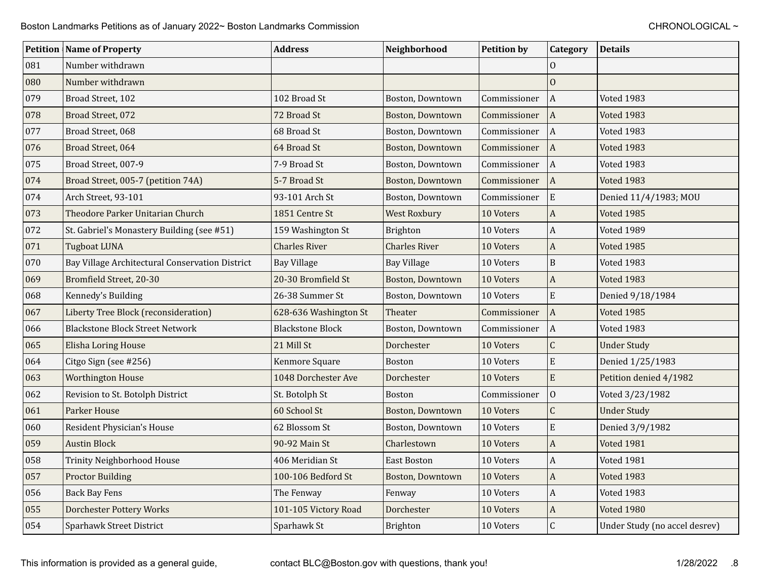| Petition | Name of Property | Address | Neighborhood | Petition by | Category | Details |
|---|---|---|---|---|---|---|
| 081 | Number withdrawn | | | | O | |
| 080 | Number withdrawn | | | | O | |
| 079 | Broad Street, 102 | 102 Broad St | Boston, Downtown | Commissioner | A | Voted 1983 |
| 078 | Broad Street, 072 | 72 Broad St | Boston, Downtown | Commissioner | A | Voted 1983 |
| 077 | Broad Street, 068 | 68 Broad St | Boston, Downtown | Commissioner | A | Voted 1983 |
| 076 | Broad Street, 064 | 64 Broad St | Boston, Downtown | Commissioner | A | Voted 1983 |
| 075 | Broad Street, 007-9 | 7-9 Broad St | Boston, Downtown | Commissioner | A | Voted 1983 |
| 074 | Broad Street, 005-7 (petition 74A) | 5-7 Broad St | Boston, Downtown | Commissioner | A | Voted 1983 |
| 074 | Arch Street, 93-101 | 93-101 Arch St | Boston, Downtown | Commissioner | E | Denied 11/4/1983; MOU |
| 073 | Theodore Parker Unitarian Church | 1851 Centre St | West Roxbury | 10 Voters | A | Voted 1985 |
| 072 | St. Gabriel's Monastery Building (see #51) | 159 Washington St | Brighton | 10 Voters | A | Voted 1989 |
| 071 | Tugboat LUNA | Charles River | Charles River | 10 Voters | A | Voted 1985 |
| 070 | Bay Village Architectural Conservation District | Bay Village | Bay Village | 10 Voters | B | Voted 1983 |
| 069 | Bromfield Street, 20-30 | 20-30 Bromfield St | Boston, Downtown | 10 Voters | A | Voted 1983 |
| 068 | Kennedy's Building | 26-38 Summer St | Boston, Downtown | 10 Voters | E | Denied 9/18/1984 |
| 067 | Liberty Tree Block (reconsideration) | 628-636 Washington St | Theater | Commissioner | A | Voted 1985 |
| 066 | Blackstone Block Street Network | Blackstone Block | Boston, Downtown | Commissioner | A | Voted 1983 |
| 065 | Elisha Loring House | 21 Mill St | Dorchester | 10 Voters | C | Under Study |
| 064 | Citgo Sign (see #256) | Kenmore Square | Boston | 10 Voters | E | Denied 1/25/1983 |
| 063 | Worthington House | 1048 Dorchester Ave | Dorchester | 10 Voters | E | Petition denied 4/1982 |
| 062 | Revision to St. Botolph District | St. Botolph St | Boston | Commissioner | O | Voted 3/23/1982 |
| 061 | Parker House | 60 School St | Boston, Downtown | 10 Voters | C | Under Study |
| 060 | Resident Physician's House | 62 Blossom St | Boston, Downtown | 10 Voters | E | Denied 3/9/1982 |
| 059 | Austin Block | 90-92 Main St | Charlestown | 10 Voters | A | Voted 1981 |
| 058 | Trinity Neighborhood House | 406 Meridian St | East Boston | 10 Voters | A | Voted 1981 |
| 057 | Proctor Building | 100-106 Bedford St | Boston, Downtown | 10 Voters | A | Voted 1983 |
| 056 | Back Bay Fens | The Fenway | Fenway | 10 Voters | A | Voted 1983 |
| 055 | Dorchester Pottery Works | 101-105 Victory Road | Dorchester | 10 Voters | A | Voted 1980 |
| 054 | Sparhawk Street District | Sparhawk St | Brighton | 10 Voters | C | Under Study (no accel desrev) |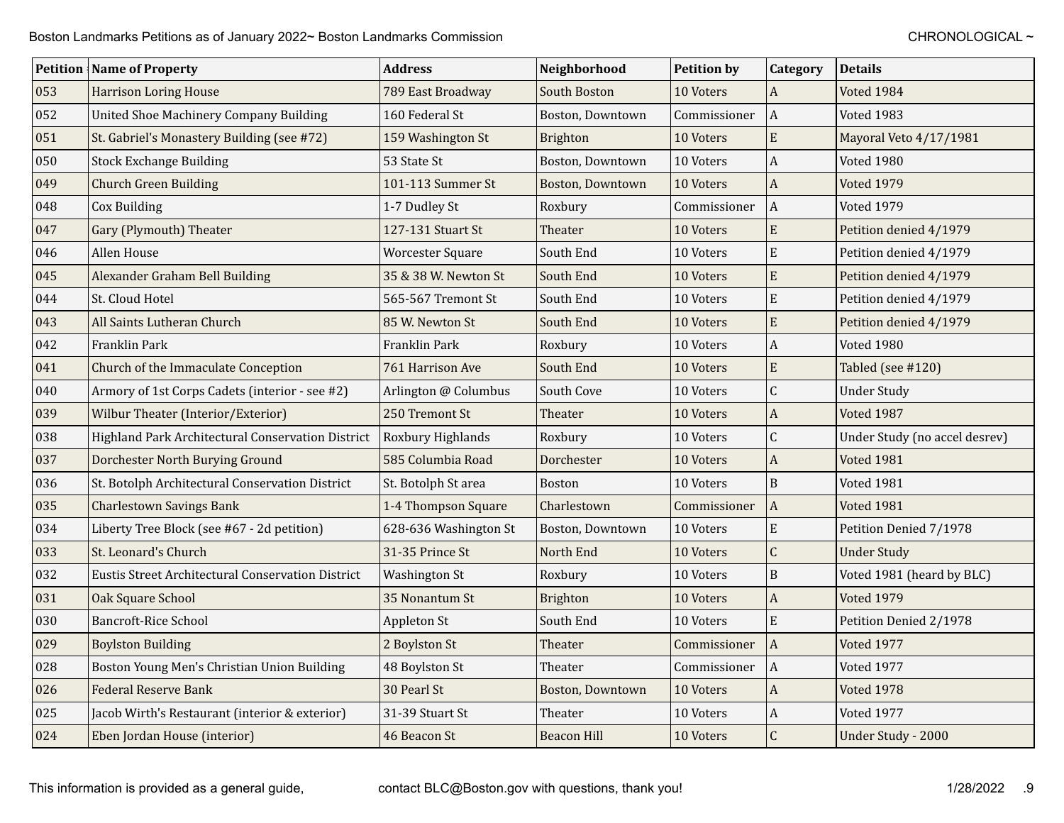| Petition | Name of Property | Address | Neighborhood | Petition by | Category | Details |
|---|---|---|---|---|---|---|
| 053 | Harrison Loring House | 789 East Broadway | South Boston | 10 Voters | A | Voted 1984 |
| 052 | United Shoe Machinery Company Building | 160 Federal St | Boston, Downtown | Commissioner | A | Voted 1983 |
| 051 | St. Gabriel's Monastery Building (see #72) | 159 Washington St | Brighton | 10 Voters | E | Mayoral Veto 4/17/1981 |
| 050 | Stock Exchange Building | 53 State St | Boston, Downtown | 10 Voters | A | Voted 1980 |
| 049 | Church Green Building | 101-113 Summer St | Boston, Downtown | 10 Voters | A | Voted 1979 |
| 048 | Cox Building | 1-7 Dudley St | Roxbury | Commissioner | A | Voted 1979 |
| 047 | Gary (Plymouth) Theater | 127-131 Stuart St | Theater | 10 Voters | E | Petition denied 4/1979 |
| 046 | Allen House | Worcester Square | South End | 10 Voters | E | Petition denied 4/1979 |
| 045 | Alexander Graham Bell Building | 35 & 38 W. Newton St | South End | 10 Voters | E | Petition denied 4/1979 |
| 044 | St. Cloud Hotel | 565-567 Tremont St | South End | 10 Voters | E | Petition denied 4/1979 |
| 043 | All Saints Lutheran Church | 85 W. Newton St | South End | 10 Voters | E | Petition denied 4/1979 |
| 042 | Franklin Park | Franklin Park | Roxbury | 10 Voters | A | Voted 1980 |
| 041 | Church of the Immaculate Conception | 761 Harrison Ave | South End | 10 Voters | E | Tabled (see #120) |
| 040 | Armory of 1st Corps Cadets (interior - see #2) | Arlington @ Columbus | South Cove | 10 Voters | C | Under Study |
| 039 | Wilbur Theater (Interior/Exterior) | 250 Tremont St | Theater | 10 Voters | A | Voted 1987 |
| 038 | Highland Park Architectural Conservation District | Roxbury Highlands | Roxbury | 10 Voters | C | Under Study (no accel desrev) |
| 037 | Dorchester North Burying Ground | 585 Columbia Road | Dorchester | 10 Voters | A | Voted 1981 |
| 036 | St. Botolph Architectural Conservation District | St. Botolph St area | Boston | 10 Voters | B | Voted 1981 |
| 035 | Charlestown Savings Bank | 1-4 Thompson Square | Charlestown | Commissioner | A | Voted 1981 |
| 034 | Liberty Tree Block (see #67 - 2d petition) | 628-636 Washington St | Boston, Downtown | 10 Voters | E | Petition Denied 7/1978 |
| 033 | St. Leonard's Church | 31-35 Prince St | North End | 10 Voters | C | Under Study |
| 032 | Eustis Street Architectural Conservation District | Washington St | Roxbury | 10 Voters | B | Voted 1981 (heard by BLC) |
| 031 | Oak Square School | 35 Nonantum St | Brighton | 10 Voters | A | Voted 1979 |
| 030 | Bancroft-Rice School | Appleton St | South End | 10 Voters | E | Petition Denied 2/1978 |
| 029 | Boylston Building | 2 Boylston St | Theater | Commissioner | A | Voted 1977 |
| 028 | Boston Young Men's Christian Union Building | 48 Boylston St | Theater | Commissioner | A | Voted 1977 |
| 026 | Federal Reserve Bank | 30 Pearl St | Boston, Downtown | 10 Voters | A | Voted 1978 |
| 025 | Jacob Wirth's Restaurant (interior & exterior) | 31-39 Stuart St | Theater | 10 Voters | A | Voted 1977 |
| 024 | Eben Jordan House (interior) | 46 Beacon St | Beacon Hill | 10 Voters | C | Under Study - 2000 |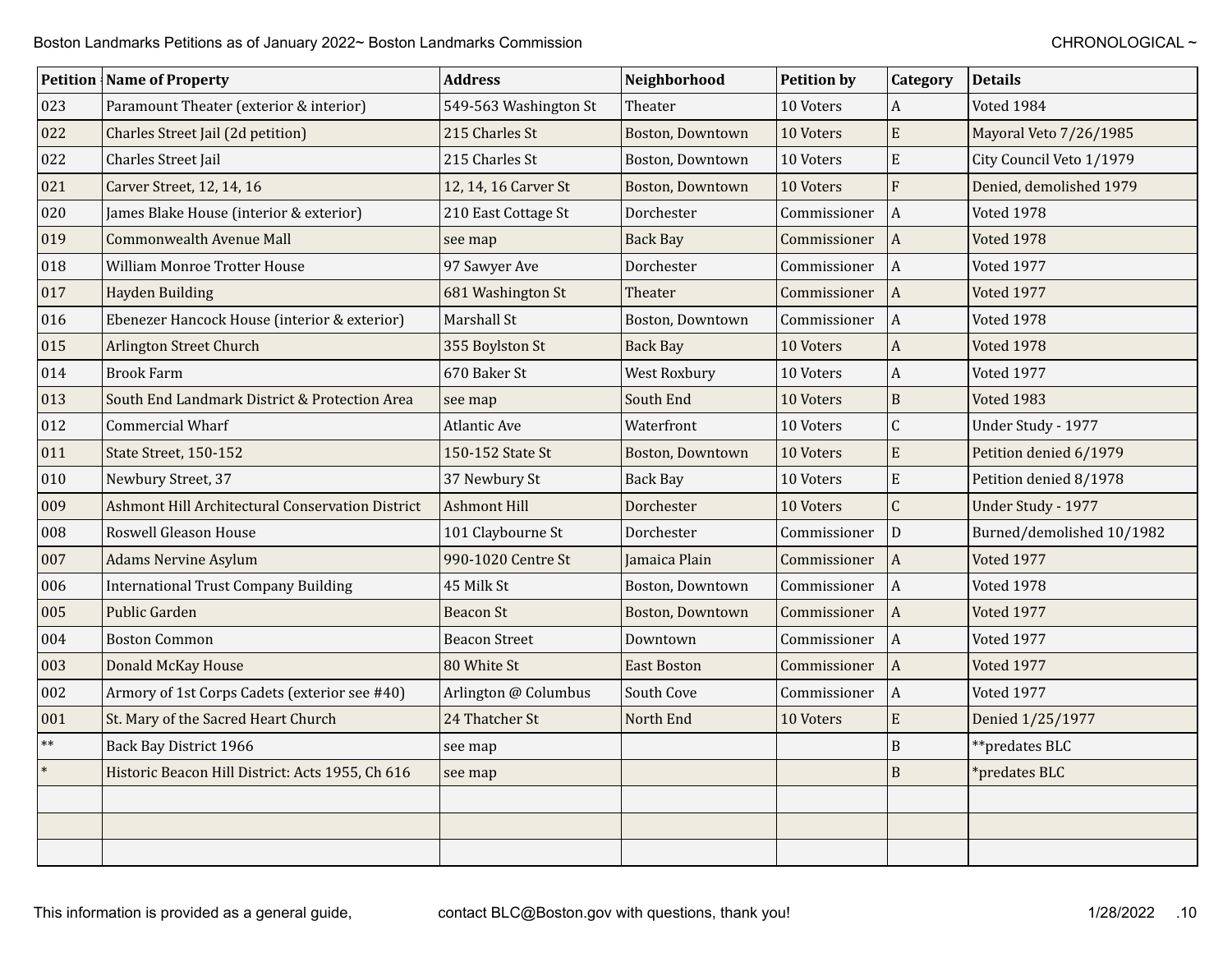| Petition | Name of Property | Address | Neighborhood | Petition by | Category | Details |
|---|---|---|---|---|---|---|
| 023 | Paramount Theater (exterior & interior) | 549-563 Washington St | Theater | 10 Voters | A | Voted 1984 |
| 022 | Charles Street Jail (2d petition) | 215 Charles St | Boston, Downtown | 10 Voters | E | Mayoral Veto 7/26/1985 |
| 022 | Charles Street Jail | 215 Charles St | Boston, Downtown | 10 Voters | E | City Council Veto 1/1979 |
| 021 | Carver Street, 12, 14, 16 | 12, 14, 16 Carver St | Boston, Downtown | 10 Voters | F | Denied, demolished 1979 |
| 020 | James Blake House (interior & exterior) | 210 East Cottage St | Dorchester | Commissioner | A | Voted 1978 |
| 019 | Commonwealth Avenue Mall | see map | Back Bay | Commissioner | A | Voted 1978 |
| 018 | William Monroe Trotter House | 97 Sawyer Ave | Dorchester | Commissioner | A | Voted 1977 |
| 017 | Hayden Building | 681 Washington St | Theater | Commissioner | A | Voted 1977 |
| 016 | Ebenezer Hancock House (interior & exterior) | Marshall St | Boston, Downtown | Commissioner | A | Voted 1978 |
| 015 | Arlington Street Church | 355 Boylston St | Back Bay | 10 Voters | A | Voted 1978 |
| 014 | Brook Farm | 670 Baker St | West Roxbury | 10 Voters | A | Voted 1977 |
| 013 | South End Landmark District & Protection Area | see map | South End | 10 Voters | B | Voted 1983 |
| 012 | Commercial Wharf | Atlantic Ave | Waterfront | 10 Voters | C | Under Study - 1977 |
| 011 | State Street, 150-152 | 150-152 State St | Boston, Downtown | 10 Voters | E | Petition denied 6/1979 |
| 010 | Newbury Street, 37 | 37 Newbury St | Back Bay | 10 Voters | E | Petition denied 8/1978 |
| 009 | Ashmont Hill Architectural Conservation District | Ashmont Hill | Dorchester | 10 Voters | C | Under Study - 1977 |
| 008 | Roswell Gleason House | 101 Claybourne St | Dorchester | Commissioner | D | Burned/demolished 10/1982 |
| 007 | Adams Nervine Asylum | 990-1020 Centre St | Jamaica Plain | Commissioner | A | Voted 1977 |
| 006 | International Trust Company Building | 45 Milk St | Boston, Downtown | Commissioner | A | Voted 1978 |
| 005 | Public Garden | Beacon St | Boston, Downtown | Commissioner | A | Voted 1977 |
| 004 | Boston Common | Beacon Street | Downtown | Commissioner | A | Voted 1977 |
| 003 | Donald McKay House | 80 White St | East Boston | Commissioner | A | Voted 1977 |
| 002 | Armory of 1st Corps Cadets (exterior see #40) | Arlington @ Columbus | South Cove | Commissioner | A | Voted 1977 |
| 001 | St. Mary of the Sacred Heart Church | 24 Thatcher St | North End | 10 Voters | E | Denied 1/25/1977 |
| ** | Back Bay District 1966 | see map | | | B | **predates BLC |
| * | Historic Beacon Hill District: Acts 1955, Ch 616 | see map | | | B | *predates BLC |
| | | | | | | |
| | | | | | | |
| | | | | | | |

This information is provided as a general guide, contact BLC@Boston.gov with questions, thank you!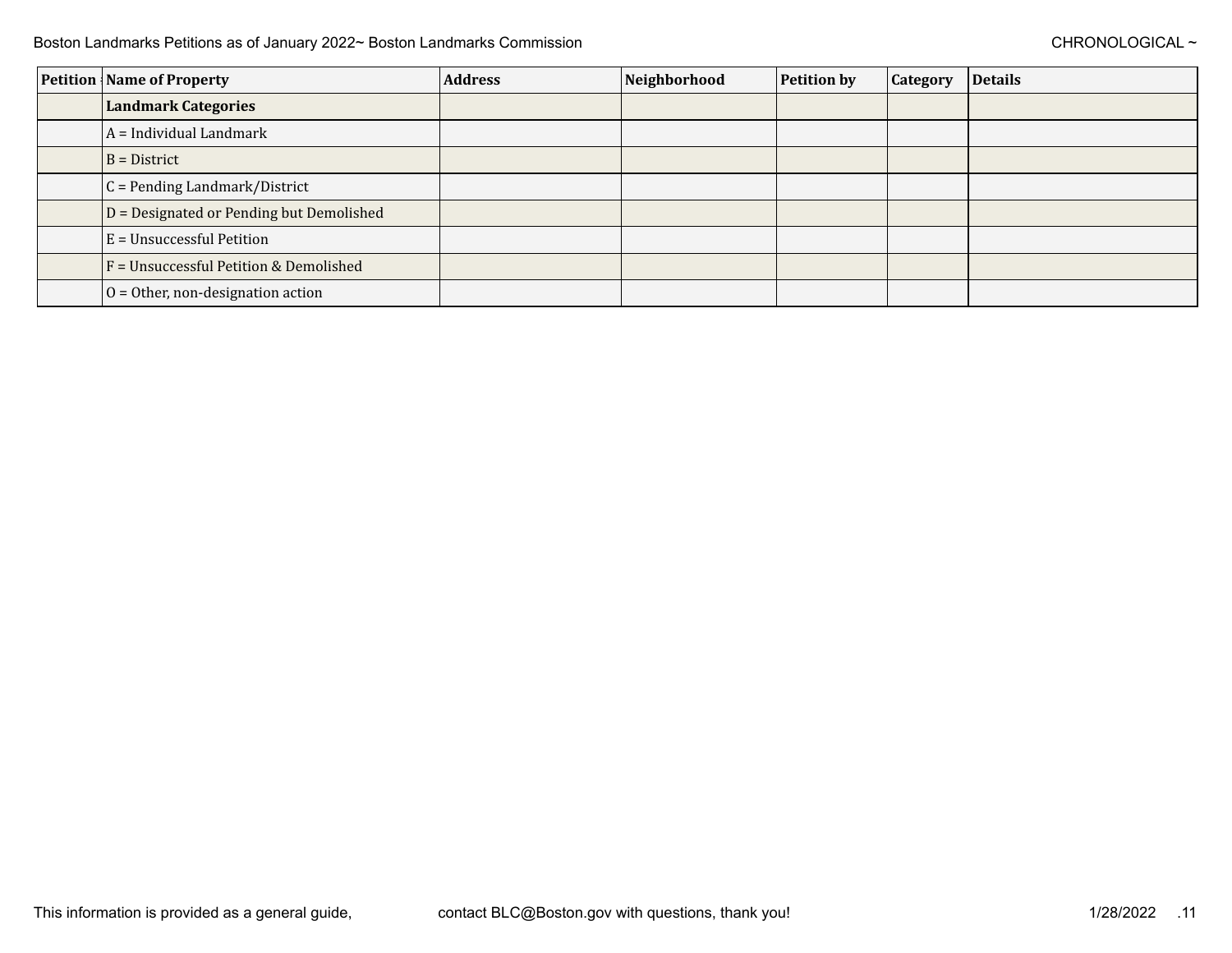| Petition | Name of Property | Address | Neighborhood | Petition by | Category | Details |
|---|---|---|---|---|---|---|
| | **Landmark Categories** | | | | | |
| | A = Individual Landmark | | | | | |
| | B = District | | | | | |
| | C = Pending Landmark/District | | | | | |
| | D = Designated or Pending but Demolished | | | | | |
| | E = Unsuccessful Petition | | | | | |
| | F = Unsuccessful Petition & Demolished | | | | | |
| | O = Other, non-designation action | | | | | |